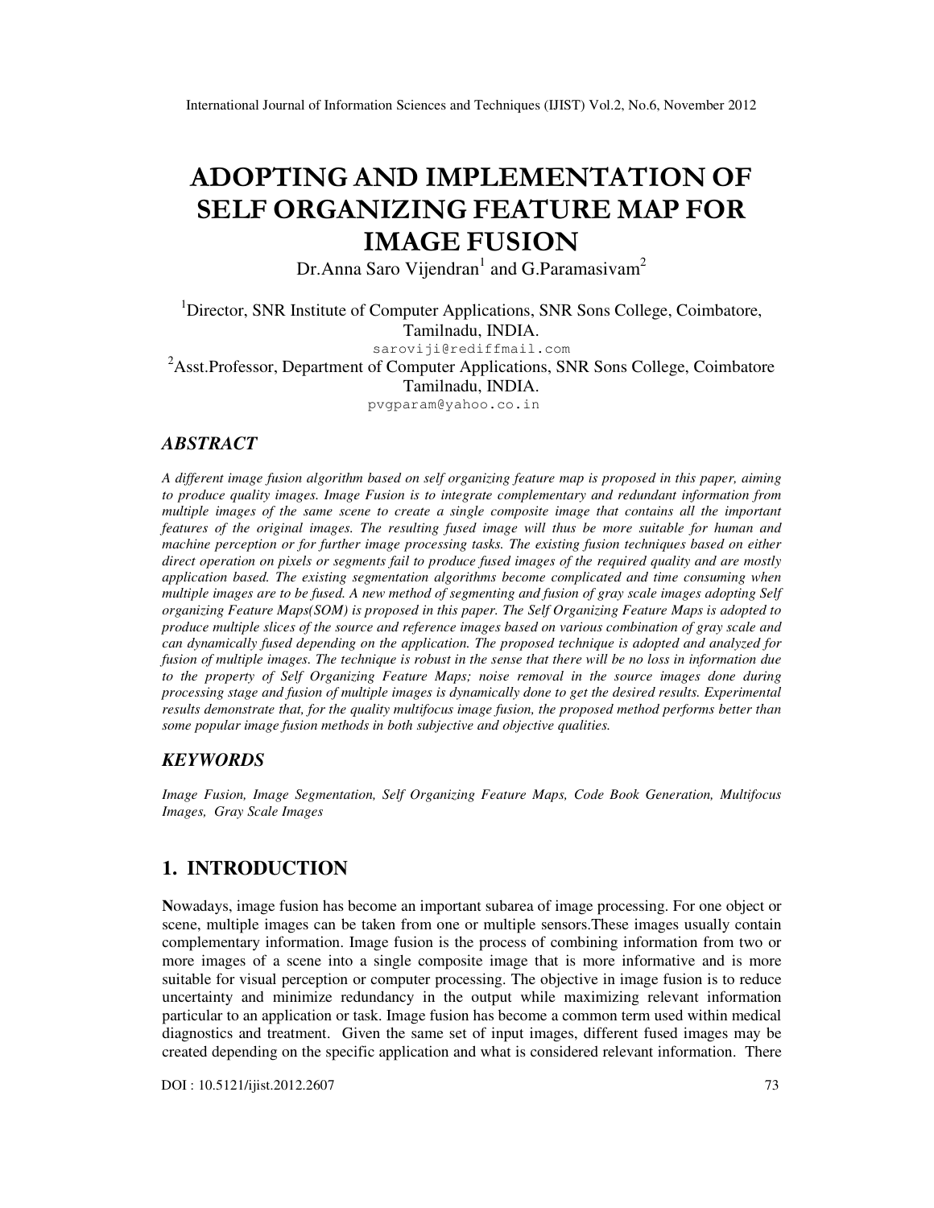# ADOPTING AND IMPLEMENTATION OF SELF ORGANIZING FEATURE MAP FOR IMAGE FUSION

Dr.Anna Saro Vijendran[1] and G.Paramasivam[2]

[1]Director, SNR Institute of Computer Applications, SNR Sons College, Coimbatore, Tamilnadu, INDIA.
saroviji@rediffmail.com

[2]Asst.Professor, Department of Computer Applications, SNR Sons College, Coimbatore Tamilnadu, INDIA.
pvgparam@yahoo.co.in

## ABSTRACT

*A different image fusion algorithm based on self organizing feature map is proposed in this paper, aiming to produce quality images. Image Fusion is to integrate complementary and redundant information from multiple images of the same scene to create a single composite image that contains all the important features of the original images. The resulting fused image will thus be more suitable for human and machine perception or for further image processing tasks. The existing fusion techniques based on either direct operation on pixels or segments fail to produce fused images of the required quality and are mostly application based. The existing segmentation algorithms become complicated and time consuming when multiple images are to be fused. A new method of segmenting and fusion of gray scale images adopting Self organizing Feature Maps(SOM) is proposed in this paper. The Self Organizing Feature Maps is adopted to produce multiple slices of the source and reference images based on various combination of gray scale and can dynamically fused depending on the application. The proposed technique is adopted and analyzed for fusion of multiple images. The technique is robust in the sense that there will be no loss in information due to the property of Self Organizing Feature Maps; noise removal in the source images done during processing stage and fusion of multiple images is dynamically done to get the desired results. Experimental results demonstrate that, for the quality multifocus image fusion, the proposed method performs better than some popular image fusion methods in both subjective and objective qualities.*

## KEYWORDS

*Image Fusion, Image Segmentation, Self Organizing Feature Maps, Code Book Generation, Multifocus Images, Gray Scale Images*

## 1. INTRODUCTION

**N**owadays, image fusion has become an important subarea of image processing. For one object or scene, multiple images can be taken from one or multiple sensors.These images usually contain complementary information. Image fusion is the process of combining information from two or more images of a scene into a single composite image that is more informative and is more suitable for visual perception or computer processing. The objective in image fusion is to reduce uncertainty and minimize redundancy in the output while maximizing relevant information particular to an application or task. Image fusion has become a common term used within medical diagnostics and treatment. Given the same set of input images, different fused images may be created depending on the specific application and what is considered relevant information. There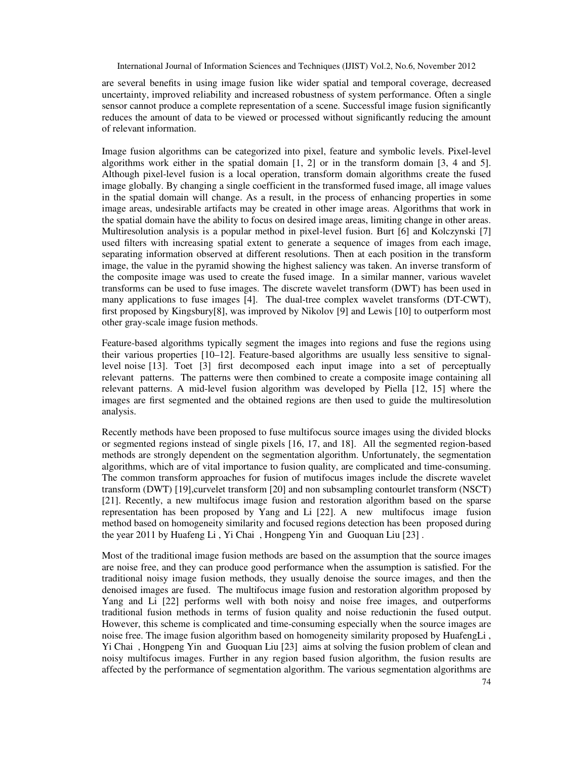are several benefits in using image fusion like wider spatial and temporal coverage, decreased uncertainty, improved reliability and increased robustness of system performance. Often a single sensor cannot produce a complete representation of a scene. Successful image fusion significantly reduces the amount of data to be viewed or processed without significantly reducing the amount of relevant information.

Image fusion algorithms can be categorized into pixel, feature and symbolic levels. Pixel-level algorithms work either in the spatial domain [1, 2] or in the transform domain [3, 4 and 5]. Although pixel-level fusion is a local operation, transform domain algorithms create the fused image globally. By changing a single coefficient in the transformed fused image, all image values in the spatial domain will change. As a result, in the process of enhancing properties in some image areas, undesirable artifacts may be created in other image areas. Algorithms that work in the spatial domain have the ability to focus on desired image areas, limiting change in other areas. Multiresolution analysis is a popular method in pixel-level fusion. Burt [6] and Kolczynski [7] used filters with increasing spatial extent to generate a sequence of images from each image, separating information observed at different resolutions. Then at each position in the transform image, the value in the pyramid showing the highest saliency was taken. An inverse transform of the composite image was used to create the fused image. In a similar manner, various wavelet transforms can be used to fuse images. The discrete wavelet transform (DWT) has been used in many applications to fuse images [4]. The dual-tree complex wavelet transforms (DT-CWT), first proposed by Kingsbury[8], was improved by Nikolov [9] and Lewis [10] to outperform most other gray-scale image fusion methods.

Feature-based algorithms typically segment the images into regions and fuse the regions using their various properties [10–12]. Feature-based algorithms are usually less sensitive to signal-level noise [13]. Toet [3] first decomposed each input image into a set of perceptually relevant patterns. The patterns were then combined to create a composite image containing all relevant patterns. A mid-level fusion algorithm was developed by Piella [12, 15] where the images are first segmented and the obtained regions are then used to guide the multiresolution analysis.

Recently methods have been proposed to fuse multifocus source images using the divided blocks or segmented regions instead of single pixels [16, 17, and 18]. All the segmented region-based methods are strongly dependent on the segmentation algorithm. Unfortunately, the segmentation algorithms, which are of vital importance to fusion quality, are complicated and time-consuming. The common transform approaches for fusion of mutifocus images include the discrete wavelet transform (DWT) [19],curvelet transform [20] and non subsampling contourlet transform (NSCT) [21]. Recently, a new multifocus image fusion and restoration algorithm based on the sparse representation has been proposed by Yang and Li [22]. A new multifocus image fusion method based on homogeneity similarity and focused regions detection has been proposed during the year 2011 by Huafeng Li , Yi Chai , Hongpeng Yin and Guoquan Liu [23] .

Most of the traditional image fusion methods are based on the assumption that the source images are noise free, and they can produce good performance when the assumption is satisfied. For the traditional noisy image fusion methods, they usually denoise the source images, and then the denoised images are fused. The multifocus image fusion and restoration algorithm proposed by Yang and Li [22] performs well with both noisy and noise free images, and outperforms traditional fusion methods in terms of fusion quality and noise reductionin the fused output. However, this scheme is complicated and time-consuming especially when the source images are noise free. The image fusion algorithm based on homogeneity similarity proposed by HuafengLi , Yi Chai , Hongpeng Yin and Guoquan Liu [23] aims at solving the fusion problem of clean and noisy multifocus images. Further in any region based fusion algorithm, the fusion results are affected by the performance of segmentation algorithm. The various segmentation algorithms are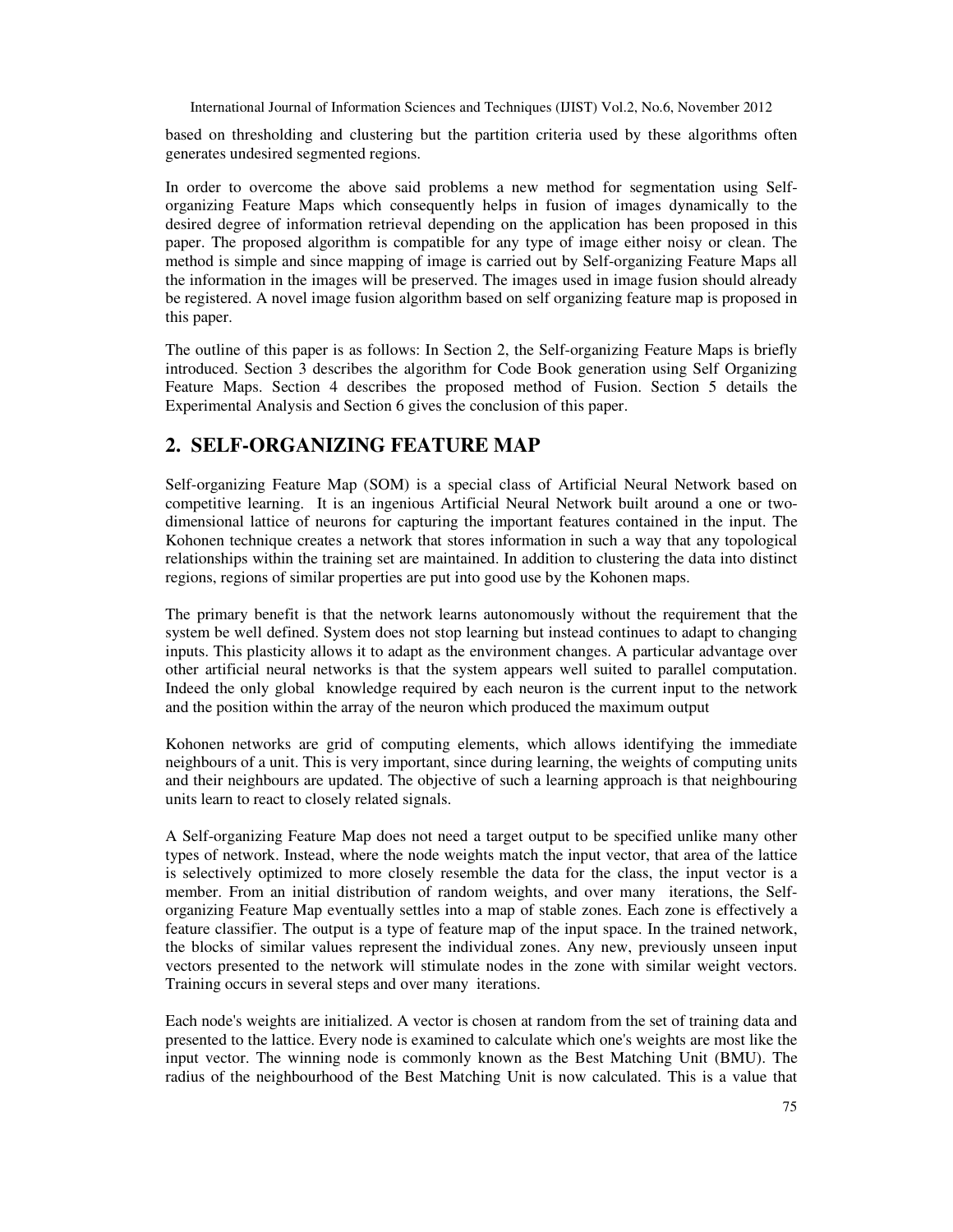based on thresholding and clustering but the partition criteria used by these algorithms often generates undesired segmented regions.

In order to overcome the above said problems a new method for segmentation using Self-organizing Feature Maps which consequently helps in fusion of images dynamically to the desired degree of information retrieval depending on the application has been proposed in this paper. The proposed algorithm is compatible for any type of image either noisy or clean. The method is simple and since mapping of image is carried out by Self-organizing Feature Maps all the information in the images will be preserved. The images used in image fusion should already be registered. A novel image fusion algorithm based on self organizing feature map is proposed in this paper.

The outline of this paper is as follows: In Section 2, the Self-organizing Feature Maps is briefly introduced. Section 3 describes the algorithm for Code Book generation using Self Organizing Feature Maps. Section 4 describes the proposed method of Fusion. Section 5 details the Experimental Analysis and Section 6 gives the conclusion of this paper.

## 2. SELF-ORGANIZING FEATURE MAP

Self-organizing Feature Map (SOM) is a special class of Artificial Neural Network based on competitive learning. It is an ingenious Artificial Neural Network built around a one or two-dimensional lattice of neurons for capturing the important features contained in the input. The Kohonen technique creates a network that stores information in such a way that any topological relationships within the training set are maintained. In addition to clustering the data into distinct regions, regions of similar properties are put into good use by the Kohonen maps.

The primary benefit is that the network learns autonomously without the requirement that the system be well defined. System does not stop learning but instead continues to adapt to changing inputs. This plasticity allows it to adapt as the environment changes. A particular advantage over other artificial neural networks is that the system appears well suited to parallel computation. Indeed the only global knowledge required by each neuron is the current input to the network and the position within the array of the neuron which produced the maximum output

Kohonen networks are grid of computing elements, which allows identifying the immediate neighbours of a unit. This is very important, since during learning, the weights of computing units and their neighbours are updated. The objective of such a learning approach is that neighbouring units learn to react to closely related signals.

A Self-organizing Feature Map does not need a target output to be specified unlike many other types of network. Instead, where the node weights match the input vector, that area of the lattice is selectively optimized to more closely resemble the data for the class, the input vector is a member. From an initial distribution of random weights, and over many iterations, the Self-organizing Feature Map eventually settles into a map of stable zones. Each zone is effectively a feature classifier. The output is a type of feature map of the input space. In the trained network, the blocks of similar values represent the individual zones. Any new, previously unseen input vectors presented to the network will stimulate nodes in the zone with similar weight vectors. Training occurs in several steps and over many iterations.

Each node's weights are initialized. A vector is chosen at random from the set of training data and presented to the lattice. Every node is examined to calculate which one's weights are most like the input vector. The winning node is commonly known as the Best Matching Unit (BMU). The radius of the neighbourhood of the Best Matching Unit is now calculated. This is a value that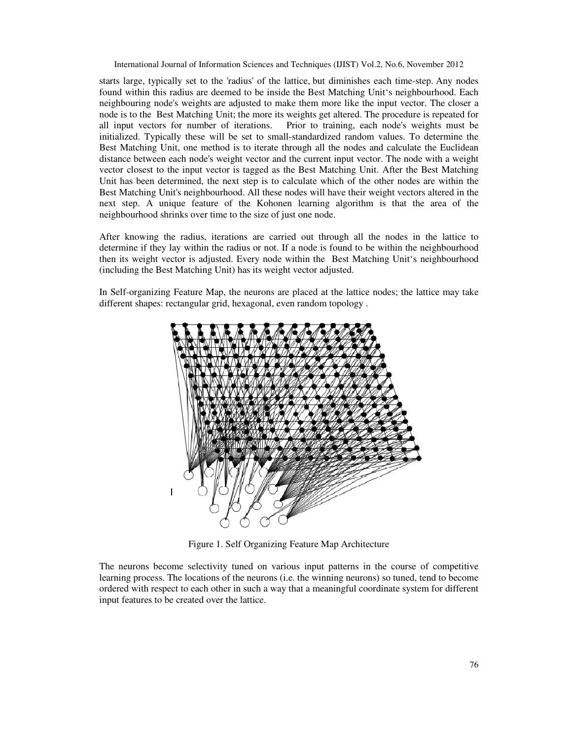starts large, typically set to the 'radius' of the lattice, but diminishes each time-step. Any nodes found within this radius are deemed to be inside the Best Matching Unit's neighbourhood. Each neighbouring node's weights are adjusted to make them more like the input vector. The closer a node is to the Best Matching Unit; the more its weights get altered. The procedure is repeated for all input vectors for number of iterations. Prior to training, each node's weights must be initialized. Typically these will be set to small-standardized random values. To determine the Best Matching Unit, one method is to iterate through all the nodes and calculate the Euclidean distance between each node's weight vector and the current input vector. The node with a weight vector closest to the input vector is tagged as the Best Matching Unit. After the Best Matching Unit has been determined, the next step is to calculate which of the other nodes are within the Best Matching Unit's neighbourhood. All these nodes will have their weight vectors altered in the next step. A unique feature of the Kohonen learning algorithm is that the area of the neighbourhood shrinks over time to the size of just one node.

After knowing the radius, iterations are carried out through all the nodes in the lattice to determine if they lay within the radius or not. If a node is found to be within the neighbourhood then its weight vector is adjusted. Every node within the Best Matching Unit's neighbourhood (including the Best Matching Unit) has its weight vector adjusted.

In Self-organizing Feature Map, the neurons are placed at the lattice nodes; the lattice may take different shapes: rectangular grid, hexagonal, even random topology .

Figure 1. Self Organizing Feature Map Architecture

The neurons become selectivity tuned on various input patterns in the course of competitive learning process. The locations of the neurons (i.e. the winning neurons) so tuned, tend to become ordered with respect to each other in such a way that a meaningful coordinate system for different input features to be created over the lattice.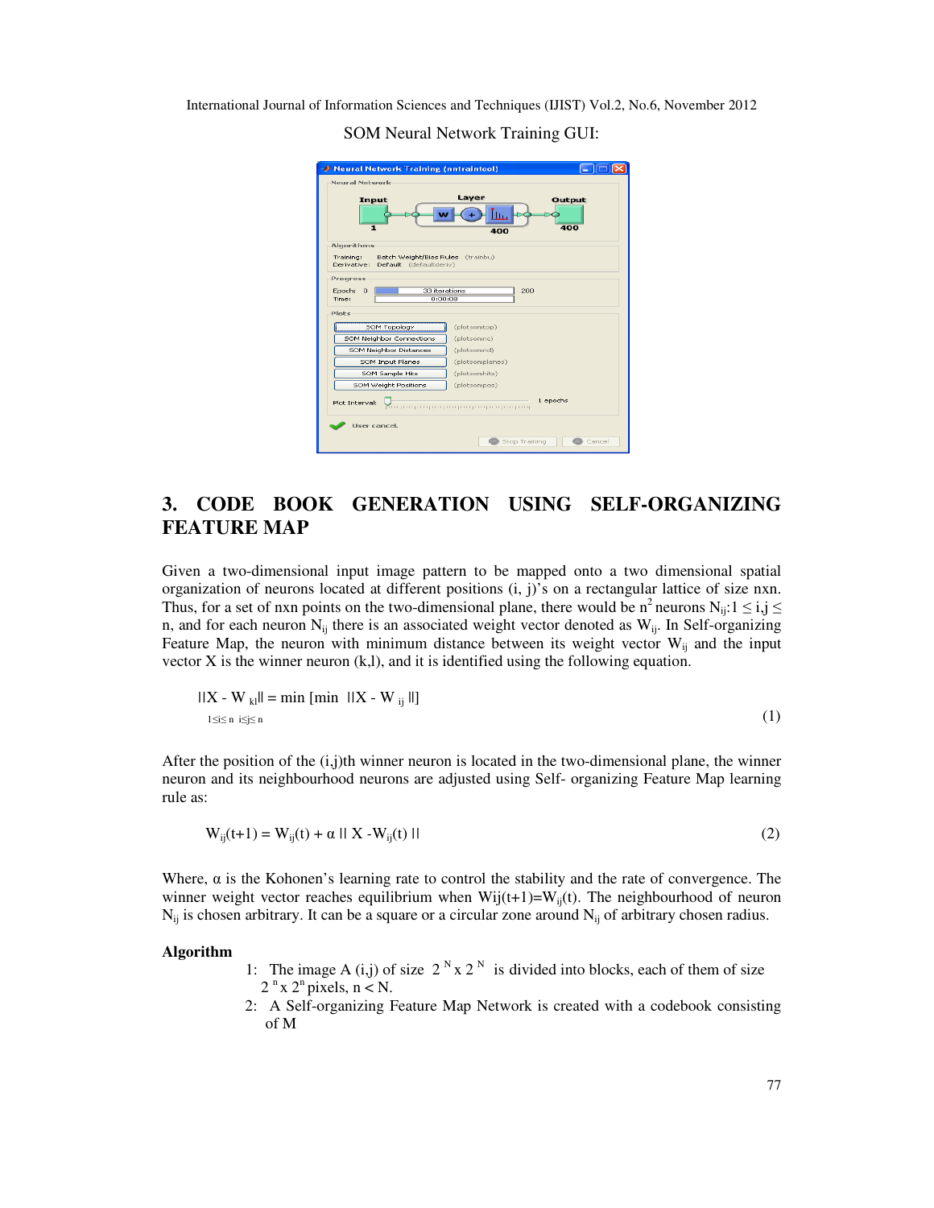SOM Neural Network Training GUI:

## 3. CODE BOOK GENERATION USING SELF-ORGANIZING FEATURE MAP

Given a two-dimensional input image pattern to be mapped onto a two dimensional spatial organization of neurons located at different positions (i, j)'s on a rectangular lattice of size nxn. Thus, for a set of nxn points on the two-dimensional plane, there would be $n^2$ neurons $N_{ij}$:$1 \leq i,j \leq n$, and for each neuron $N_{ij}$ there is an associated weight vector denoted as $W_{ij}$. In Self-organizing Feature Map, the neuron with minimum distance between its weight vector $W_{ij}$ and the input vector X is the winner neuron (k,l), and it is identified using the following equation.

$$||X - W_{kl}|| = \min_{1 \leq i \leq n} \left[ \min_{i \leq j \leq n} ||X - W_{ij}|| \right] \quad (1)$$

After the position of the (i,j)th winner neuron is located in the two-dimensional plane, the winner neuron and its neighbourhood neurons are adjusted using Self- organizing Feature Map learning rule as:

$$W_{ij}(t+1) = W_{ij}(t) + \alpha \, || X - W_{ij}(t) || \quad (2)$$

Where, α is the Kohonen's learning rate to control the stability and the rate of convergence. The winner weight vector reaches equilibrium when $W_{ij}(t+1)=W_{ij}(t)$. The neighbourhood of neuron $N_{ij}$ is chosen arbitrary. It can be a square or a circular zone around $N_{ij}$ of arbitrary chosen radius.

**Algorithm**

1: The image A (i,j) of size $2^N \times 2^N$ is divided into blocks, each of them of size $2^n \times 2^n$ pixels, n < N.

2: A Self-organizing Feature Map Network is created with a codebook consisting of M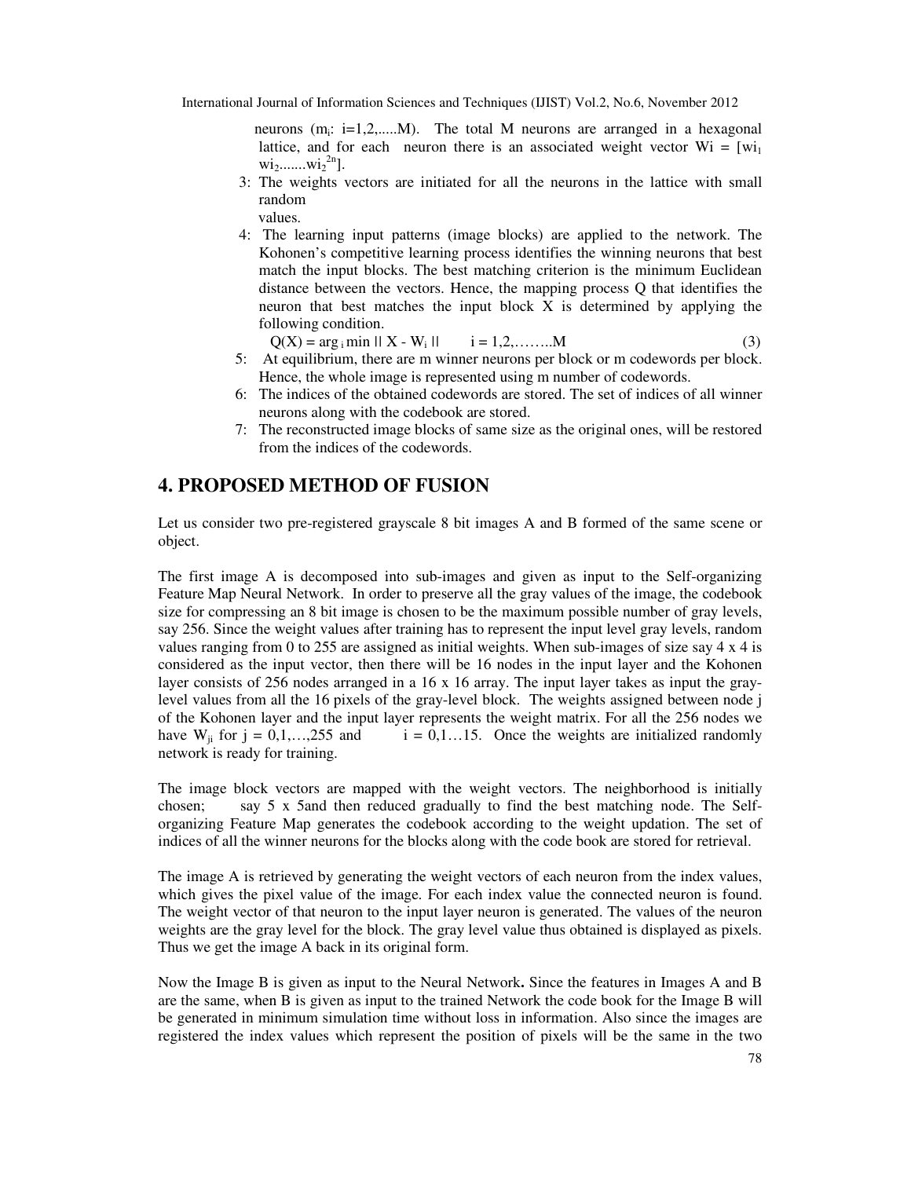neurons ($m_i$: i=1,2,.....M). The total M neurons are arranged in a hexagonal lattice, and for each neuron there is an associated weight vector $Wi = [wi_1\ wi_2.......wi_2^{2n}]$.

3: The weights vectors are initiated for all the neurons in the lattice with small random values.

4: The learning input patterns (image blocks) are applied to the network. The Kohonen's competitive learning process identifies the winning neurons that best match the input blocks. The best matching criterion is the minimum Euclidean distance between the vectors. Hence, the mapping process Q that identifies the neuron that best matches the input block X is determined by applying the following condition.

$$Q(X) = \arg_i \min || X - W_i || \qquad i = 1,2,\ldots\ldots..M \tag{3}$$

5: At equilibrium, there are m winner neurons per block or m codewords per block. Hence, the whole image is represented using m number of codewords.

6: The indices of the obtained codewords are stored. The set of indices of all winner neurons along with the codebook are stored.

7: The reconstructed image blocks of same size as the original ones, will be restored from the indices of the codewords.

# 4. PROPOSED METHOD OF FUSION

Let us consider two pre-registered grayscale 8 bit images A and B formed of the same scene or object.

The first image A is decomposed into sub-images and given as input to the Self-organizing Feature Map Neural Network. In order to preserve all the gray values of the image, the codebook size for compressing an 8 bit image is chosen to be the maximum possible number of gray levels, say 256. Since the weight values after training has to represent the input level gray levels, random values ranging from 0 to 255 are assigned as initial weights. When sub-images of size say 4 x 4 is considered as the input vector, then there will be 16 nodes in the input layer and the Kohonen layer consists of 256 nodes arranged in a 16 x 16 array. The input layer takes as input the gray-level values from all the 16 pixels of the gray-level block. The weights assigned between node j of the Kohonen layer and the input layer represents the weight matrix. For all the 256 nodes we have $W_{ji}$ for j = 0,1,…,255 and i = 0,1…15. Once the weights are initialized randomly network is ready for training.

The image block vectors are mapped with the weight vectors. The neighborhood is initially chosen; say 5 x 5and then reduced gradually to find the best matching node. The Self-organizing Feature Map generates the codebook according to the weight updation. The set of indices of all the winner neurons for the blocks along with the code book are stored for retrieval.

The image A is retrieved by generating the weight vectors of each neuron from the index values, which gives the pixel value of the image. For each index value the connected neuron is found. The weight vector of that neuron to the input layer neuron is generated. The values of the neuron weights are the gray level for the block. The gray level value thus obtained is displayed as pixels. Thus we get the image A back in its original form.

Now the Image B is given as input to the Neural Network**.** Since the features in Images A and B are the same, when B is given as input to the trained Network the code book for the Image B will be generated in minimum simulation time without loss in information. Also since the images are registered the index values which represent the position of pixels will be the same in the two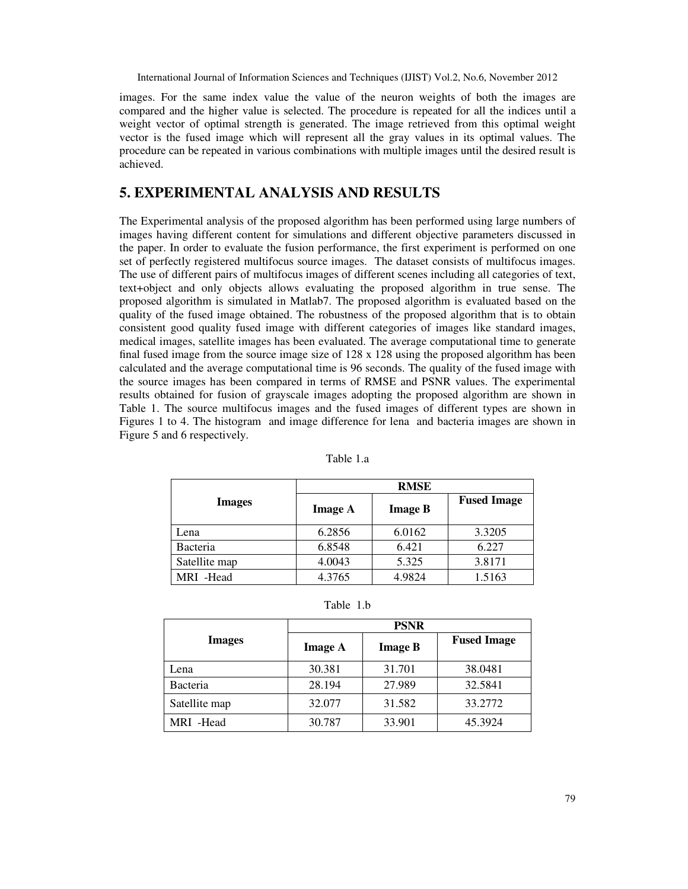images. For the same index value the value of the neuron weights of both the images are compared and the higher value is selected. The procedure is repeated for all the indices until a weight vector of optimal strength is generated. The image retrieved from this optimal weight vector is the fused image which will represent all the gray values in its optimal values. The procedure can be repeated in various combinations with multiple images until the desired result is achieved.

# 5. EXPERIMENTAL ANALYSIS AND RESULTS

The Experimental analysis of the proposed algorithm has been performed using large numbers of images having different content for simulations and different objective parameters discussed in the paper. In order to evaluate the fusion performance, the first experiment is performed on one set of perfectly registered multifocus source images. The dataset consists of multifocus images. The use of different pairs of multifocus images of different scenes including all categories of text, text+object and only objects allows evaluating the proposed algorithm in true sense. The proposed algorithm is simulated in Matlab7. The proposed algorithm is evaluated based on the quality of the fused image obtained. The robustness of the proposed algorithm that is to obtain consistent good quality fused image with different categories of images like standard images, medical images, satellite images has been evaluated. The average computational time to generate final fused image from the source image size of 128 x 128 using the proposed algorithm has been calculated and the average computational time is 96 seconds. The quality of the fused image with the source images has been compared in terms of RMSE and PSNR values. The experimental results obtained for fusion of grayscale images adopting the proposed algorithm are shown in Table 1. The source multifocus images and the fused images of different types are shown in Figures 1 to 4. The histogram and image difference for lena and bacteria images are shown in Figure 5 and 6 respectively.

Table 1.a

| Images | RMSE | | |
|---|---|---|---|
| | **Image A** | **Image B** | **Fused Image** |
| Lena | 6.2856 | 6.0162 | 3.3205 |
| Bacteria | 6.8548 | 6.421 | 6.227 |
| Satellite map | 4.0043 | 5.325 | 3.8171 |
| MRI -Head | 4.3765 | 4.9824 | 1.5163 |

Table 1.b

| Images | PSNR | | |
|---|---|---|---|
| | **Image A** | **Image B** | **Fused Image** |
| Lena | 30.381 | 31.701 | 38.0481 |
| Bacteria | 28.194 | 27.989 | 32.5841 |
| Satellite map | 32.077 | 31.582 | 33.2772 |
| MRI -Head | 30.787 | 33.901 | 45.3924 |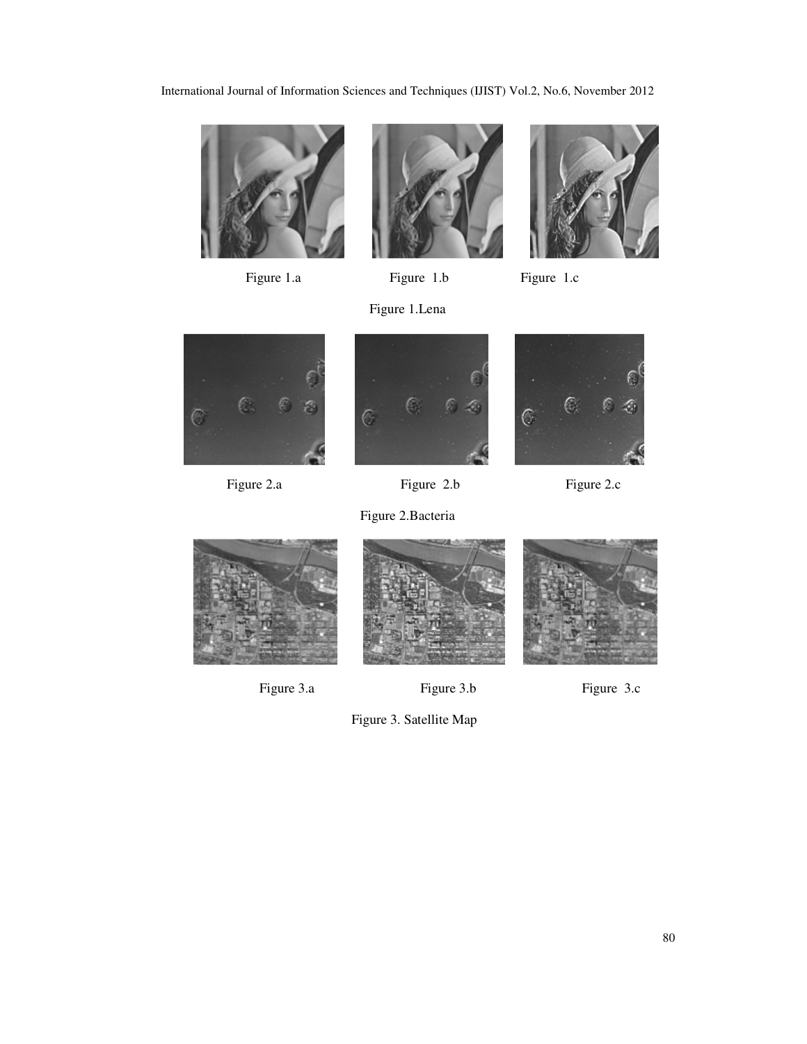Figure 1.a Figure 1.b Figure 1.c

Figure 1.Lena

Figure 2.a Figure 2.b Figure 2.c

Figure 2.Bacteria

Figure 3.a Figure 3.b Figure 3.c

Figure 3. Satellite Map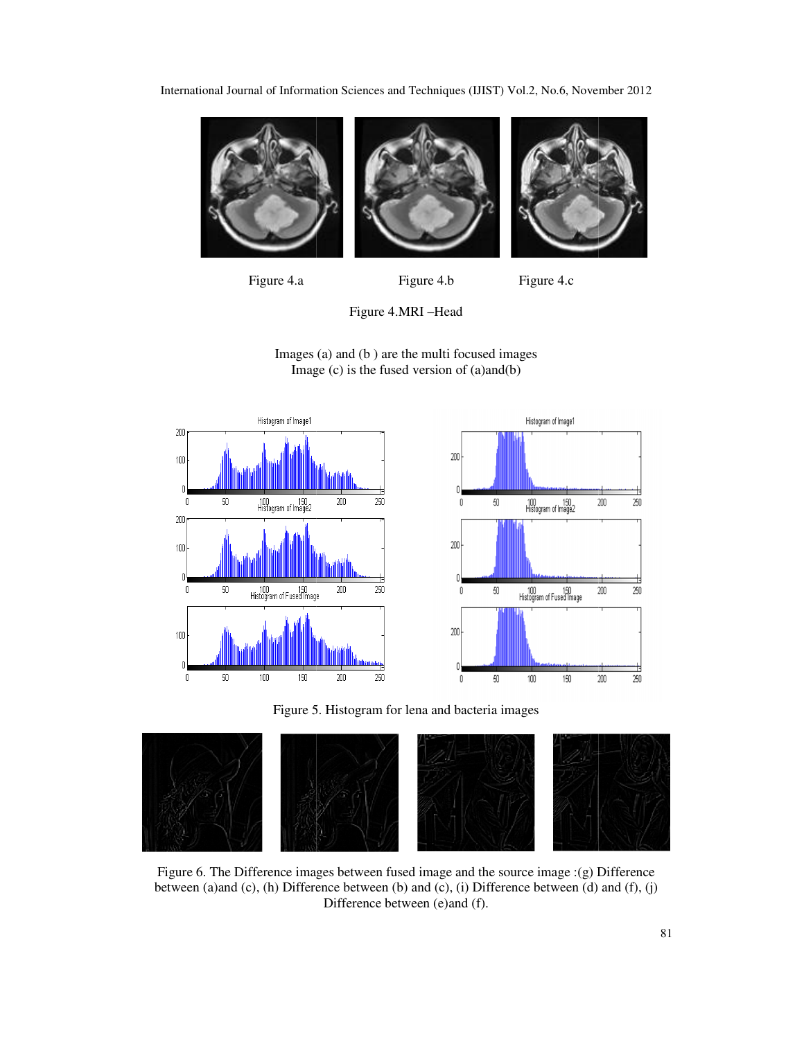Figure 4.a Figure 4.b Figure 4.c

Figure 4.MRI –Head

Images (a) and (b ) are the multi focused images
Image (c) is the fused version of (a)and(b)

Figure 5. Histogram for lena and bacteria images

Figure 6. The Difference images between fused image and the source image :(g) Difference between (a)and (c), (h) Difference between (b) and (c), (i) Difference between (d) and (f), (j) Difference between (e)and (f).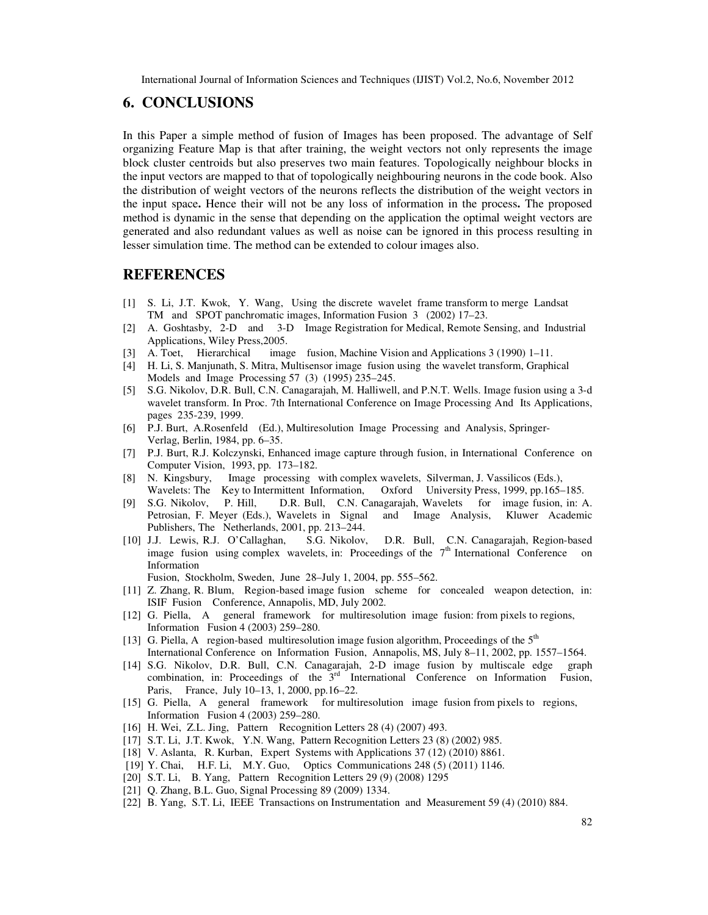## 6. CONCLUSIONS

In this Paper a simple method of fusion of Images has been proposed. The advantage of Self organizing Feature Map is that after training, the weight vectors not only represents the image block cluster centroids but also preserves two main features. Topologically neighbour blocks in the input vectors are mapped to that of topologically neighbouring neurons in the code book. Also the distribution of weight vectors of the neurons reflects the distribution of the weight vectors in the input space**.** Hence their will not be any loss of information in the process**.** The proposed method is dynamic in the sense that depending on the application the optimal weight vectors are generated and also redundant values as well as noise can be ignored in this process resulting in lesser simulation time. The method can be extended to colour images also.

## REFERENCES

[1] S. Li, J.T. Kwok, Y. Wang, Using the discrete wavelet frame transform to merge Landsat TM and SPOT panchromatic images, Information Fusion 3 (2002) 17–23.

[2] A. Goshtasby, 2-D and 3-D Image Registration for Medical, Remote Sensing, and Industrial Applications, Wiley Press,2005.

[3] A. Toet, Hierarchical image fusion, Machine Vision and Applications 3 (1990) 1–11.

[4] H. Li, S. Manjunath, S. Mitra, Multisensor image fusion using the wavelet transform, Graphical Models and Image Processing 57 (3) (1995) 235–245.

[5] S.G. Nikolov, D.R. Bull, C.N. Canagarajah, M. Halliwell, and P.N.T. Wells. Image fusion using a 3-d wavelet transform. In Proc. 7th International Conference on Image Processing And Its Applications, pages 235-239, 1999.

[6] P.J. Burt, A.Rosenfeld (Ed.), Multiresolution Image Processing and Analysis, Springer-Verlag, Berlin, 1984, pp. 6–35.

[7] P.J. Burt, R.J. Kolczynski, Enhanced image capture through fusion, in International Conference on Computer Vision, 1993, pp. 173–182.

[8] N. Kingsbury, Image processing with complex wavelets, Silverman, J. Vassilicos (Eds.), Wavelets: The Key to Intermittent Information, Oxford University Press, 1999, pp.165–185.

[9] S.G. Nikolov, P. Hill, D.R. Bull, C.N. Canagarajah, Wavelets for image fusion, in: A. Petrosian, F. Meyer (Eds.), Wavelets in Signal and Image Analysis, Kluwer Academic Publishers, The Netherlands, 2001, pp. 213–244.

[10] J.J. Lewis, R.J. O'Callaghan, S.G. Nikolov, D.R. Bull, C.N. Canagarajah, Region-based image fusion using complex wavelets, in: Proceedings of the 7th International Conference on Information Fusion, Stockholm, Sweden, June 28–July 1, 2004, pp. 555–562.

[11] Z. Zhang, R. Blum, Region-based image fusion scheme for concealed weapon detection, in: ISIF Fusion Conference, Annapolis, MD, July 2002.

[12] G. Piella, A general framework for multiresolution image fusion: from pixels to regions, Information Fusion 4 (2003) 259–280.

[13] G. Piella, A region-based multiresolution image fusion algorithm, Proceedings of the 5th International Conference on Information Fusion, Annapolis, MS, July 8–11, 2002, pp. 1557–1564.

[14] S.G. Nikolov, D.R. Bull, C.N. Canagarajah, 2-D image fusion by multiscale edge graph combination, in: Proceedings of the 3rd International Conference on Information Fusion, Paris, France, July 10–13, 1, 2000, pp.16–22.

[15] G. Piella, A general framework for multiresolution image fusion from pixels to regions, Information Fusion 4 (2003) 259–280.

[16] H. Wei, Z.L. Jing, Pattern Recognition Letters 28 (4) (2007) 493.

[17] S.T. Li, J.T. Kwok, Y.N. Wang, Pattern Recognition Letters 23 (8) (2002) 985.

[18] V. Aslanta, R. Kurban, Expert Systems with Applications 37 (12) (2010) 8861.

[19] Y. Chai, H.F. Li, M.Y. Guo, Optics Communications 248 (5) (2011) 1146.

[20] S.T. Li, B. Yang, Pattern Recognition Letters 29 (9) (2008) 1295

[21] Q. Zhang, B.L. Guo, Signal Processing 89 (2009) 1334.

[22] B. Yang, S.T. Li, IEEE Transactions on Instrumentation and Measurement 59 (4) (2010) 884.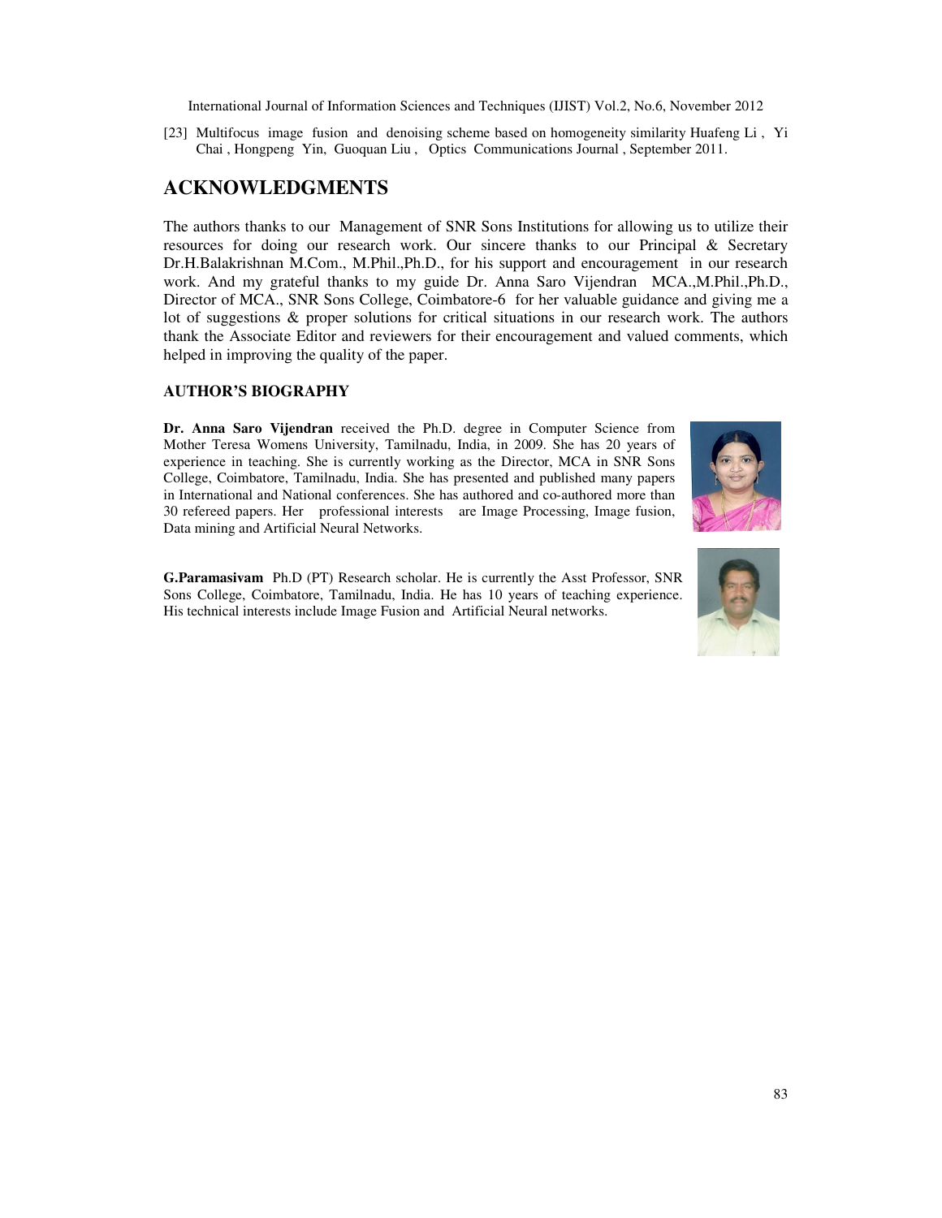[23] Multifocus image fusion and denoising scheme based on homogeneity similarity Huafeng Li , Yi Chai , Hongpeng Yin, Guoquan Liu , Optics Communications Journal , September 2011.

## ACKNOWLEDGMENTS

The authors thanks to our Management of SNR Sons Institutions for allowing us to utilize their resources for doing our research work. Our sincere thanks to our Principal & Secretary Dr.H.Balakrishnan M.Com., M.Phil.,Ph.D., for his support and encouragement in our research work. And my grateful thanks to my guide Dr. Anna Saro Vijendran MCA.,M.Phil.,Ph.D., Director of MCA., SNR Sons College, Coimbatore-6 for her valuable guidance and giving me a lot of suggestions & proper solutions for critical situations in our research work. The authors thank the Associate Editor and reviewers for their encouragement and valued comments, which helped in improving the quality of the paper.

### AUTHOR'S BIOGRAPHY

**Dr. Anna Saro Vijendran** received the Ph.D. degree in Computer Science from Mother Teresa Womens University, Tamilnadu, India, in 2009. She has 20 years of experience in teaching. She is currently working as the Director, MCA in SNR Sons College, Coimbatore, Tamilnadu, India. She has presented and published many papers in International and National conferences. She has authored and co-authored more than 30 refereed papers. Her professional interests are Image Processing, Image fusion, Data mining and Artificial Neural Networks.

**G.Paramasivam** Ph.D (PT) Research scholar. He is currently the Asst Professor, SNR Sons College, Coimbatore, Tamilnadu, India. He has 10 years of teaching experience. His technical interests include Image Fusion and Artificial Neural networks.